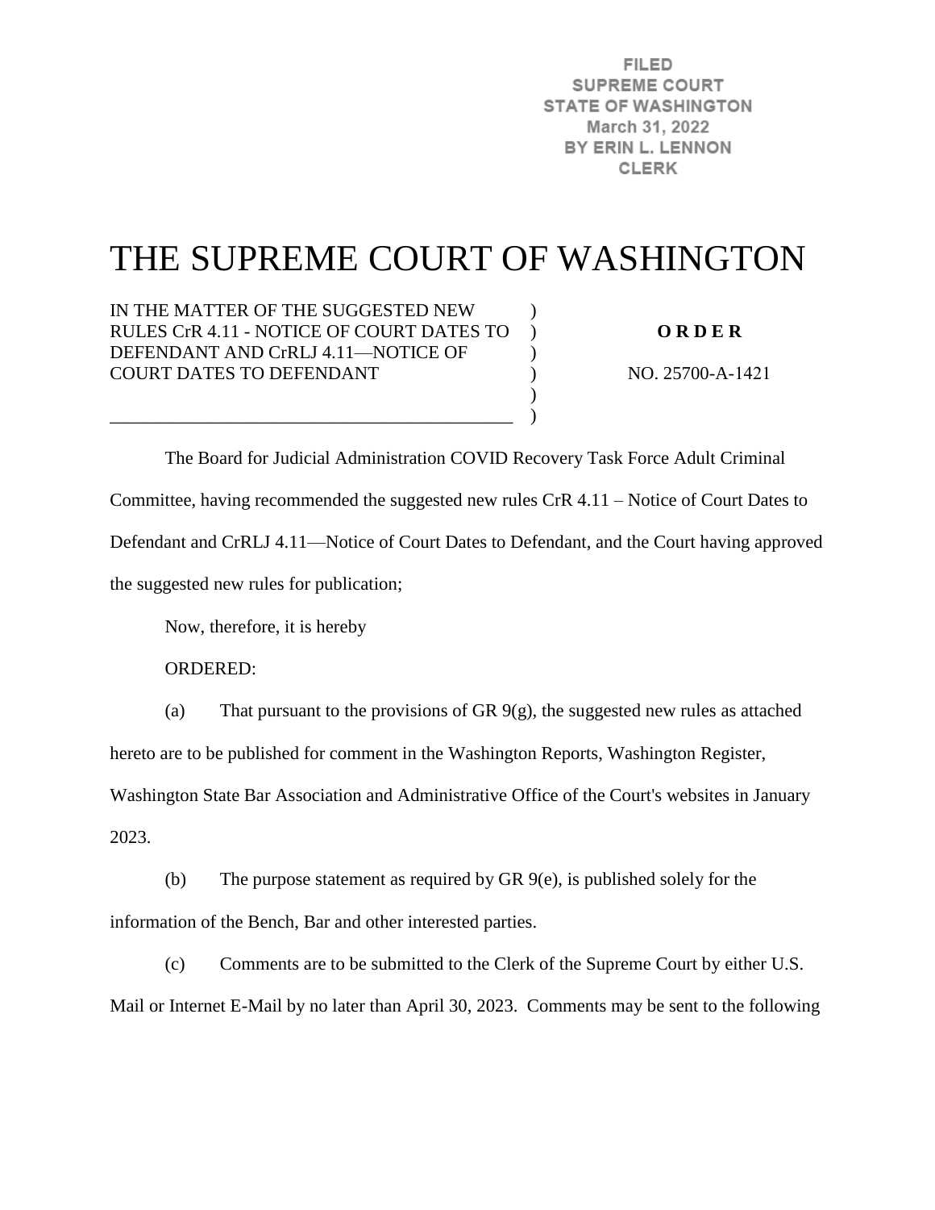FILED
SUPREME COURT
STATE OF WASHINGTON
March 31, 2022
BY ERIN L. LENNON
CLERK

# THE SUPREME COURT OF WASHINGTON

IN THE MATTER OF THE SUGGESTED NEW RULES CrR 4.11 - NOTICE OF COURT DATES TO DEFENDANT AND CrRLJ 4.11—NOTICE OF COURT DATES TO DEFENDANT

**O R D E R**

NO. 25700-A-1421

The Board for Judicial Administration COVID Recovery Task Force Adult Criminal Committee, having recommended the suggested new rules CrR 4.11 – Notice of Court Dates to Defendant and CrRLJ 4.11—Notice of Court Dates to Defendant, and the Court having approved the suggested new rules for publication;

Now, therefore, it is hereby

ORDERED:

(a) That pursuant to the provisions of GR 9(g), the suggested new rules as attached hereto are to be published for comment in the Washington Reports, Washington Register, Washington State Bar Association and Administrative Office of the Court's websites in January 2023.

(b) The purpose statement as required by GR 9(e), is published solely for the information of the Bench, Bar and other interested parties.

(c) Comments are to be submitted to the Clerk of the Supreme Court by either U.S. Mail or Internet E-Mail by no later than April 30, 2023. Comments may be sent to the following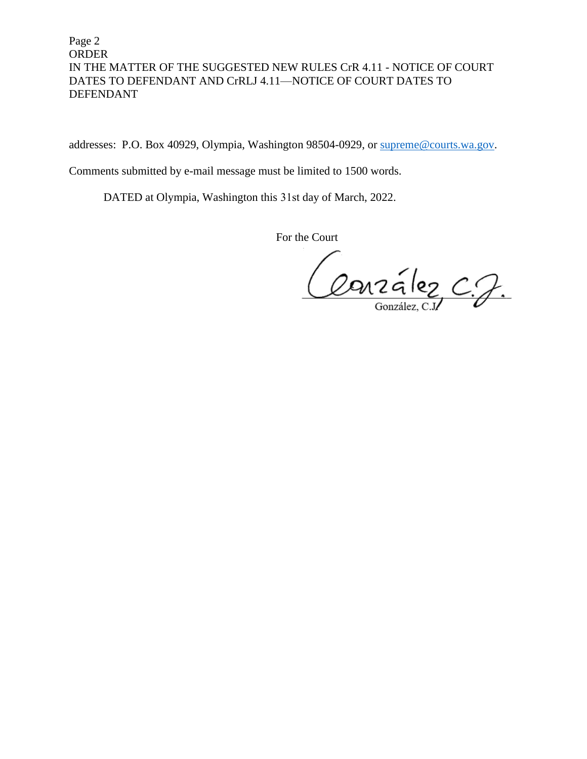addresses: P.O. Box 40929, Olympia, Washington 98504-0929, or supreme@courts.wa.gov.

Comments submitted by e-mail message must be limited to 1500 words.

DATED at Olympia, Washington this 31st day of March, 2022.

For the Court

González, C.J.

González, C.J.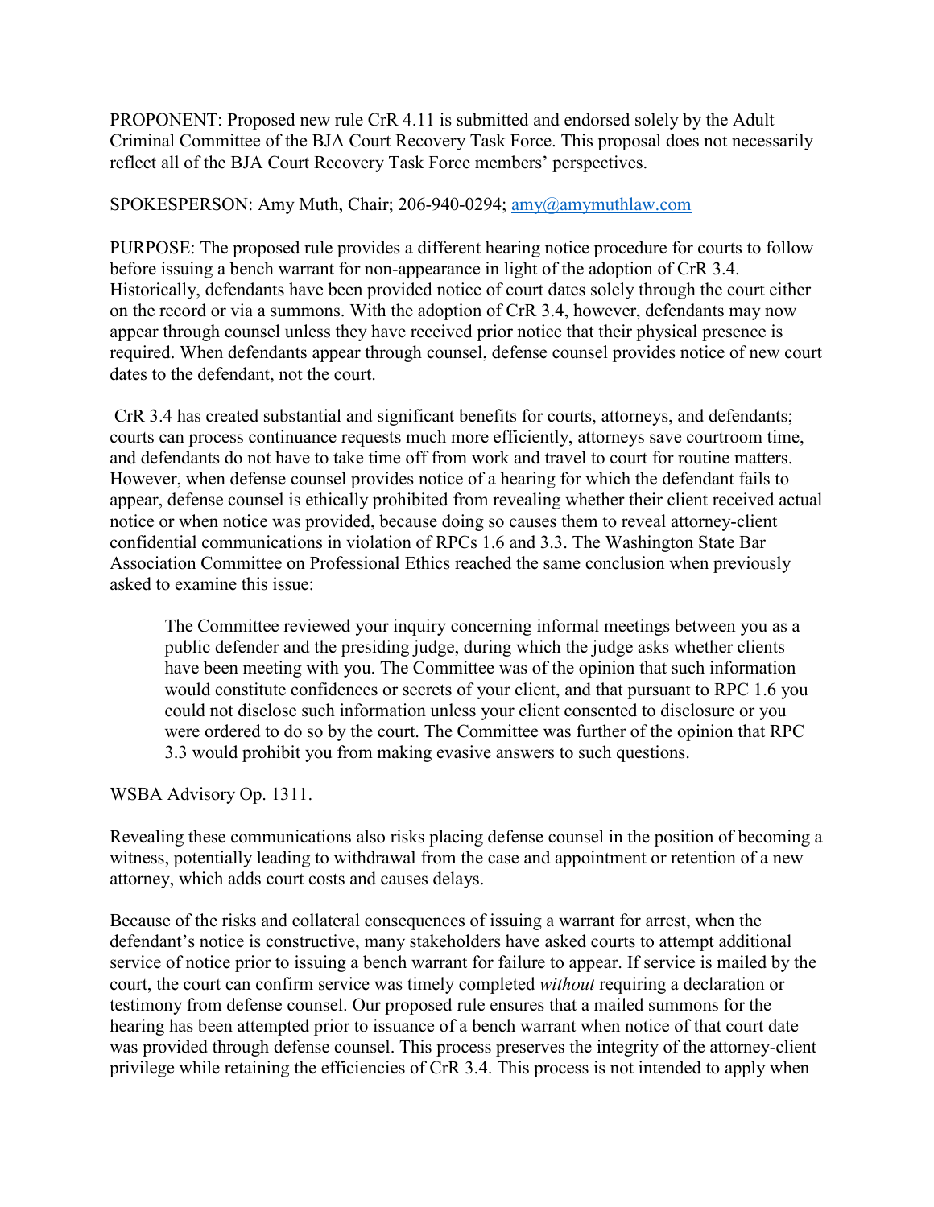PROPONENT: Proposed new rule CrR 4.11 is submitted and endorsed solely by the Adult Criminal Committee of the BJA Court Recovery Task Force. This proposal does not necessarily reflect all of the BJA Court Recovery Task Force members' perspectives.

SPOKESPERSON: Amy Muth, Chair; 206-940-0294; [amy@amymuthlaw.com](mailto:amy@amymuthlaw.com)

PURPOSE: The proposed rule provides a different hearing notice procedure for courts to follow before issuing a bench warrant for non-appearance in light of the adoption of CrR 3.4. Historically, defendants have been provided notice of court dates solely through the court either on the record or via a summons. With the adoption of CrR 3.4, however, defendants may now appear through counsel unless they have received prior notice that their physical presence is required. When defendants appear through counsel, defense counsel provides notice of new court dates to the defendant, not the court.

CrR 3.4 has created substantial and significant benefits for courts, attorneys, and defendants; courts can process continuance requests much more efficiently, attorneys save courtroom time, and defendants do not have to take time off from work and travel to court for routine matters. However, when defense counsel provides notice of a hearing for which the defendant fails to appear, defense counsel is ethically prohibited from revealing whether their client received actual notice or when notice was provided, because doing so causes them to reveal attorney-client confidential communications in violation of RPCs 1.6 and 3.3. The Washington State Bar Association Committee on Professional Ethics reached the same conclusion when previously asked to examine this issue:

> The Committee reviewed your inquiry concerning informal meetings between you as a public defender and the presiding judge, during which the judge asks whether clients have been meeting with you. The Committee was of the opinion that such information would constitute confidences or secrets of your client, and that pursuant to RPC 1.6 you could not disclose such information unless your client consented to disclosure or you were ordered to do so by the court. The Committee was further of the opinion that RPC 3.3 would prohibit you from making evasive answers to such questions.

WSBA Advisory Op. 1311.

Revealing these communications also risks placing defense counsel in the position of becoming a witness, potentially leading to withdrawal from the case and appointment or retention of a new attorney, which adds court costs and causes delays.

Because of the risks and collateral consequences of issuing a warrant for arrest, when the defendant's notice is constructive, many stakeholders have asked courts to attempt additional service of notice prior to issuing a bench warrant for failure to appear. If service is mailed by the court, the court can confirm service was timely completed *without* requiring a declaration or testimony from defense counsel. Our proposed rule ensures that a mailed summons for the hearing has been attempted prior to issuance of a bench warrant when notice of that court date was provided through defense counsel. This process preserves the integrity of the attorney-client privilege while retaining the efficiencies of CrR 3.4. This process is not intended to apply when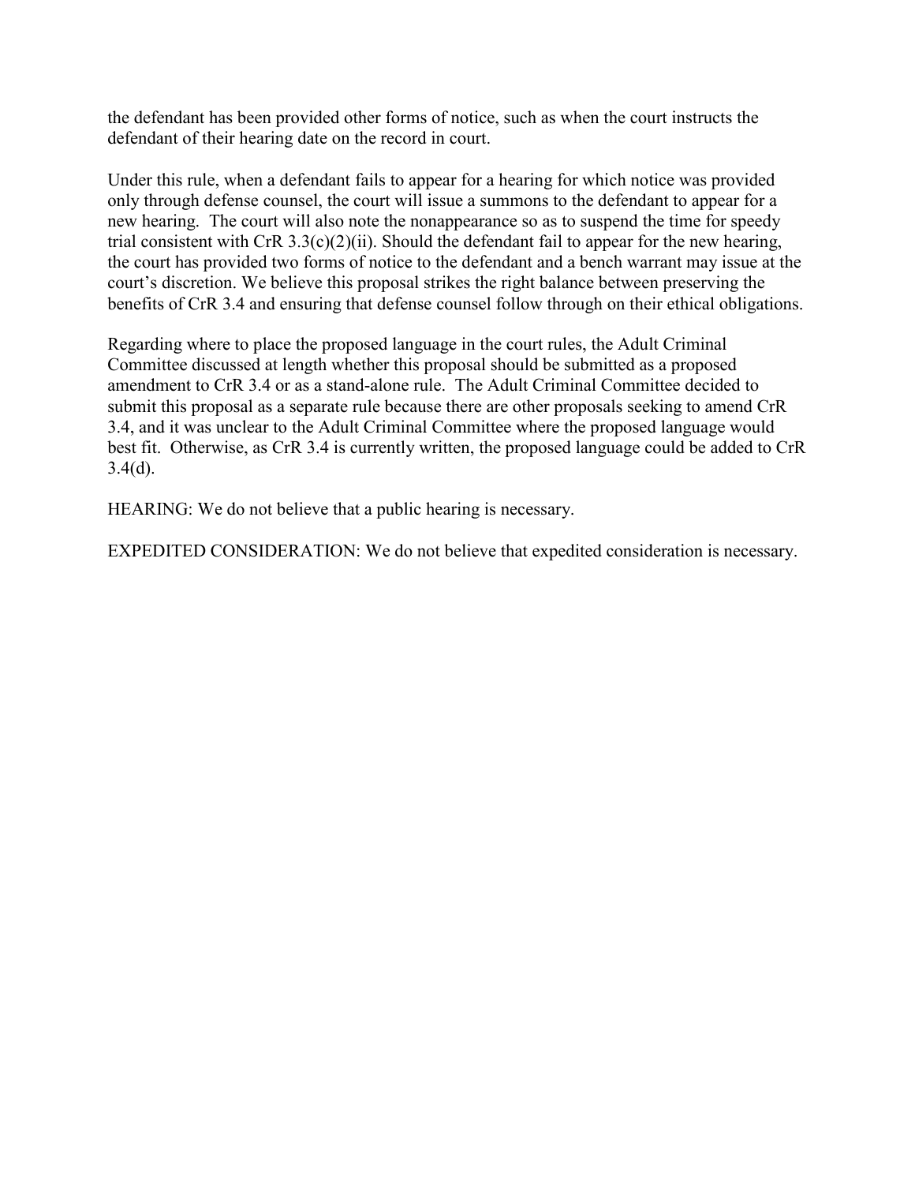the defendant has been provided other forms of notice, such as when the court instructs the defendant of their hearing date on the record in court.

Under this rule, when a defendant fails to appear for a hearing for which notice was provided only through defense counsel, the court will issue a summons to the defendant to appear for a new hearing. The court will also note the nonappearance so as to suspend the time for speedy trial consistent with CrR 3.3(c)(2)(ii). Should the defendant fail to appear for the new hearing, the court has provided two forms of notice to the defendant and a bench warrant may issue at the court's discretion. We believe this proposal strikes the right balance between preserving the benefits of CrR 3.4 and ensuring that defense counsel follow through on their ethical obligations.

Regarding where to place the proposed language in the court rules, the Adult Criminal Committee discussed at length whether this proposal should be submitted as a proposed amendment to CrR 3.4 or as a stand-alone rule. The Adult Criminal Committee decided to submit this proposal as a separate rule because there are other proposals seeking to amend CrR 3.4, and it was unclear to the Adult Criminal Committee where the proposed language would best fit. Otherwise, as CrR 3.4 is currently written, the proposed language could be added to CrR 3.4(d).

HEARING: We do not believe that a public hearing is necessary.

EXPEDITED CONSIDERATION: We do not believe that expedited consideration is necessary.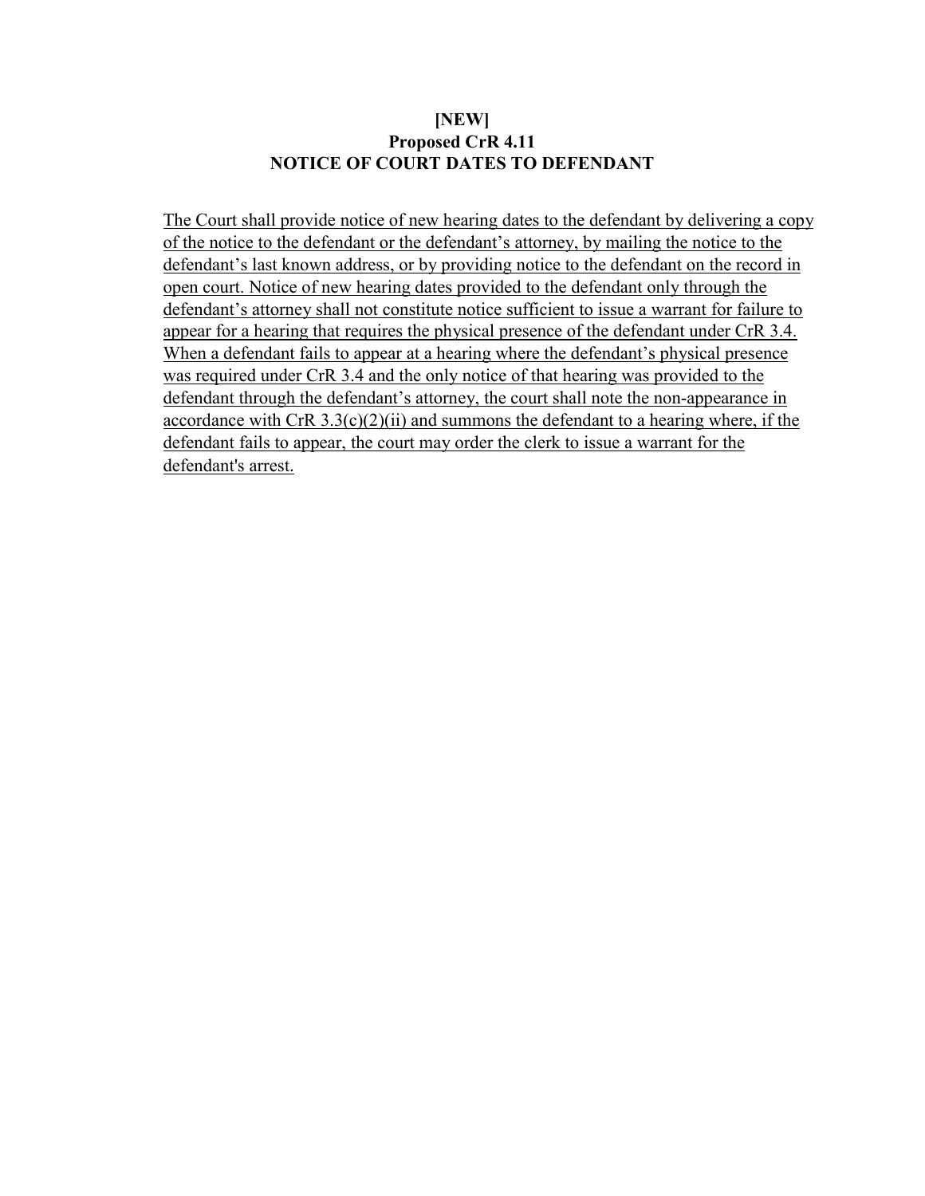**[NEW]**
**Proposed CrR 4.11**
**NOTICE OF COURT DATES TO DEFENDANT**

<u>The Court shall provide notice of new hearing dates to the defendant by delivering a copy of the notice to the defendant or the defendant's attorney, by mailing the notice to the defendant's last known address, or by providing notice to the defendant on the record in open court. Notice of new hearing dates provided to the defendant only through the defendant's attorney shall not constitute notice sufficient to issue a warrant for failure to appear for a hearing that requires the physical presence of the defendant under CrR 3.4. When a defendant fails to appear at a hearing where the defendant's physical presence was required under CrR 3.4 and the only notice of that hearing was provided to the defendant through the defendant's attorney, the court shall note the non-appearance in accordance with CrR 3.3(c)(2)(ii) and summons the defendant to a hearing where, if the defendant fails to appear, the court may order the clerk to issue a warrant for the defendant's arrest.</u>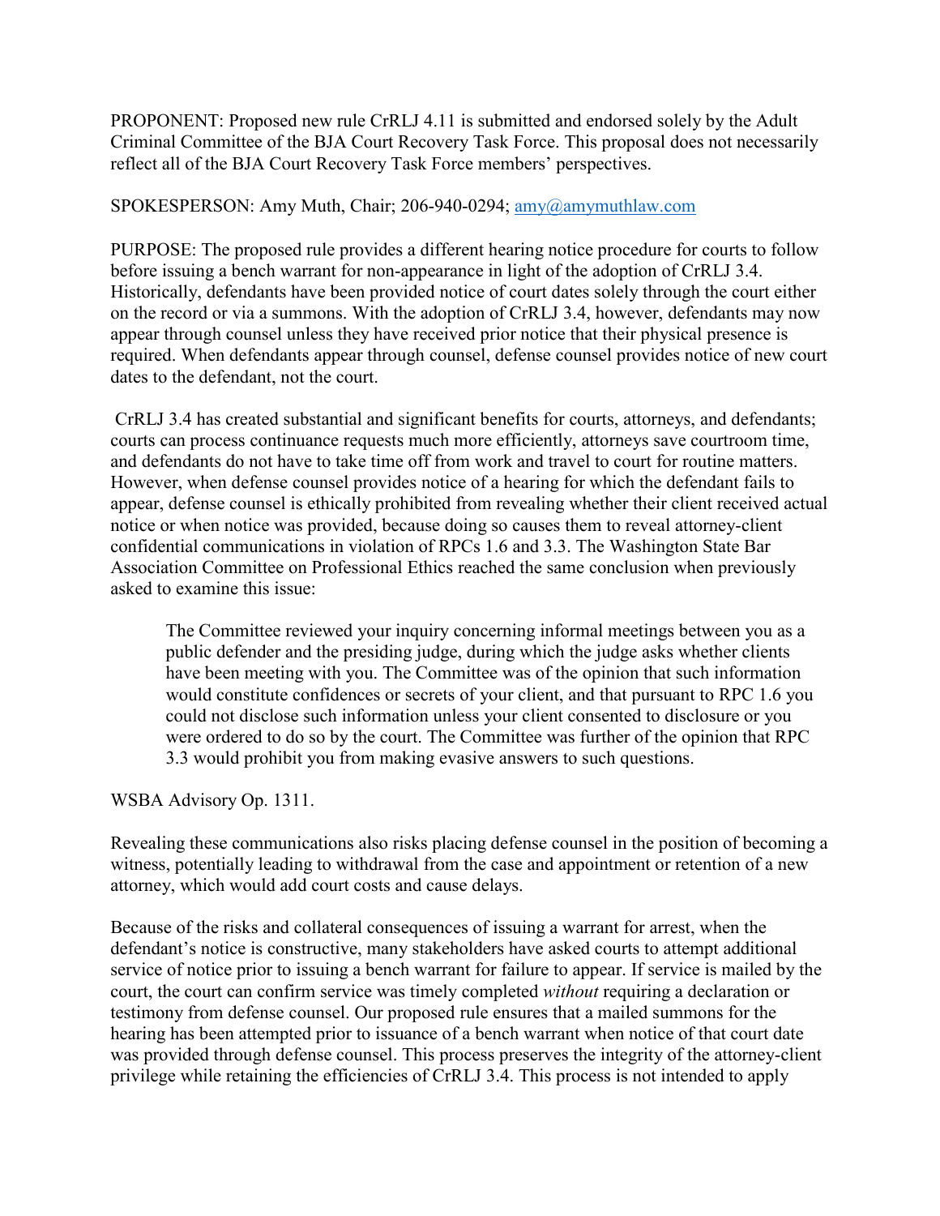PROPONENT: Proposed new rule CrRLJ 4.11 is submitted and endorsed solely by the Adult Criminal Committee of the BJA Court Recovery Task Force. This proposal does not necessarily reflect all of the BJA Court Recovery Task Force members' perspectives.

SPOKESPERSON: Amy Muth, Chair; 206-940-0294; [amy@amymuthlaw.com](mailto:amy@amymuthlaw.com)

PURPOSE: The proposed rule provides a different hearing notice procedure for courts to follow before issuing a bench warrant for non-appearance in light of the adoption of CrRLJ 3.4. Historically, defendants have been provided notice of court dates solely through the court either on the record or via a summons. With the adoption of CrRLJ 3.4, however, defendants may now appear through counsel unless they have received prior notice that their physical presence is required. When defendants appear through counsel, defense counsel provides notice of new court dates to the defendant, not the court.

CrRLJ 3.4 has created substantial and significant benefits for courts, attorneys, and defendants; courts can process continuance requests much more efficiently, attorneys save courtroom time, and defendants do not have to take time off from work and travel to court for routine matters. However, when defense counsel provides notice of a hearing for which the defendant fails to appear, defense counsel is ethically prohibited from revealing whether their client received actual notice or when notice was provided, because doing so causes them to reveal attorney-client confidential communications in violation of RPCs 1.6 and 3.3. The Washington State Bar Association Committee on Professional Ethics reached the same conclusion when previously asked to examine this issue:

> The Committee reviewed your inquiry concerning informal meetings between you as a public defender and the presiding judge, during which the judge asks whether clients have been meeting with you. The Committee was of the opinion that such information would constitute confidences or secrets of your client, and that pursuant to RPC 1.6 you could not disclose such information unless your client consented to disclosure or you were ordered to do so by the court. The Committee was further of the opinion that RPC 3.3 would prohibit you from making evasive answers to such questions.

WSBA Advisory Op. 1311.

Revealing these communications also risks placing defense counsel in the position of becoming a witness, potentially leading to withdrawal from the case and appointment or retention of a new attorney, which would add court costs and cause delays.

Because of the risks and collateral consequences of issuing a warrant for arrest, when the defendant's notice is constructive, many stakeholders have asked courts to attempt additional service of notice prior to issuing a bench warrant for failure to appear. If service is mailed by the court, the court can confirm service was timely completed *without* requiring a declaration or testimony from defense counsel. Our proposed rule ensures that a mailed summons for the hearing has been attempted prior to issuance of a bench warrant when notice of that court date was provided through defense counsel. This process preserves the integrity of the attorney-client privilege while retaining the efficiencies of CrRLJ 3.4. This process is not intended to apply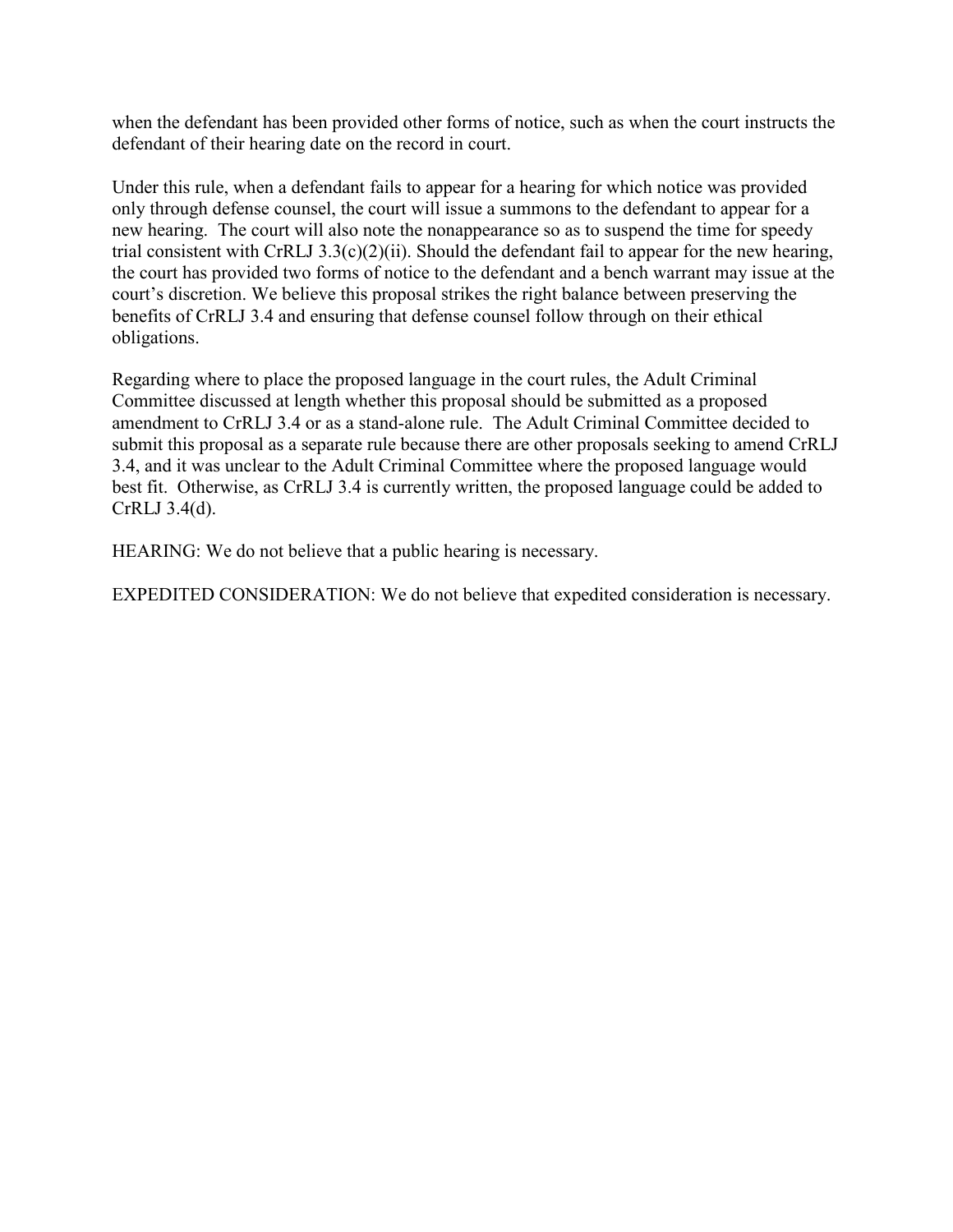when the defendant has been provided other forms of notice, such as when the court instructs the defendant of their hearing date on the record in court.

Under this rule, when a defendant fails to appear for a hearing for which notice was provided only through defense counsel, the court will issue a summons to the defendant to appear for a new hearing. The court will also note the nonappearance so as to suspend the time for speedy trial consistent with CrRLJ 3.3(c)(2)(ii). Should the defendant fail to appear for the new hearing, the court has provided two forms of notice to the defendant and a bench warrant may issue at the court's discretion. We believe this proposal strikes the right balance between preserving the benefits of CrRLJ 3.4 and ensuring that defense counsel follow through on their ethical obligations.

Regarding where to place the proposed language in the court rules, the Adult Criminal Committee discussed at length whether this proposal should be submitted as a proposed amendment to CrRLJ 3.4 or as a stand-alone rule. The Adult Criminal Committee decided to submit this proposal as a separate rule because there are other proposals seeking to amend CrRLJ 3.4, and it was unclear to the Adult Criminal Committee where the proposed language would best fit. Otherwise, as CrRLJ 3.4 is currently written, the proposed language could be added to CrRLJ 3.4(d).

HEARING: We do not believe that a public hearing is necessary.

EXPEDITED CONSIDERATION: We do not believe that expedited consideration is necessary.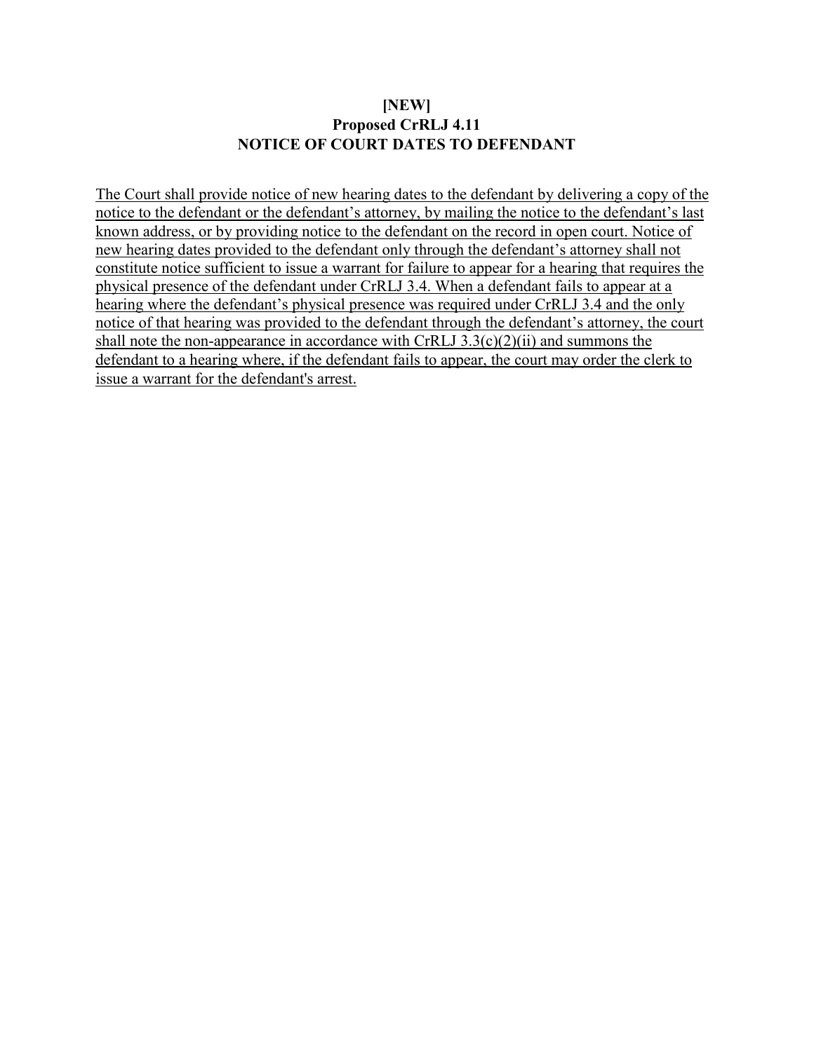**[NEW]**
**Proposed CrRLJ 4.11**
**NOTICE OF COURT DATES TO DEFENDANT**

<u>The Court shall provide notice of new hearing dates to the defendant by delivering a copy of the notice to the defendant or the defendant's attorney, by mailing the notice to the defendant's last known address, or by providing notice to the defendant on the record in open court. Notice of new hearing dates provided to the defendant only through the defendant's attorney shall not constitute notice sufficient to issue a warrant for failure to appear for a hearing that requires the physical presence of the defendant under CrRLJ 3.4. When a defendant fails to appear at a hearing where the defendant's physical presence was required under CrRLJ 3.4 and the only notice of that hearing was provided to the defendant through the defendant's attorney, the court shall note the non-appearance in accordance with CrRLJ 3.3(c)(2)(ii) and summons the defendant to a hearing where, if the defendant fails to appear, the court may order the clerk to issue a warrant for the defendant's arrest.</u>